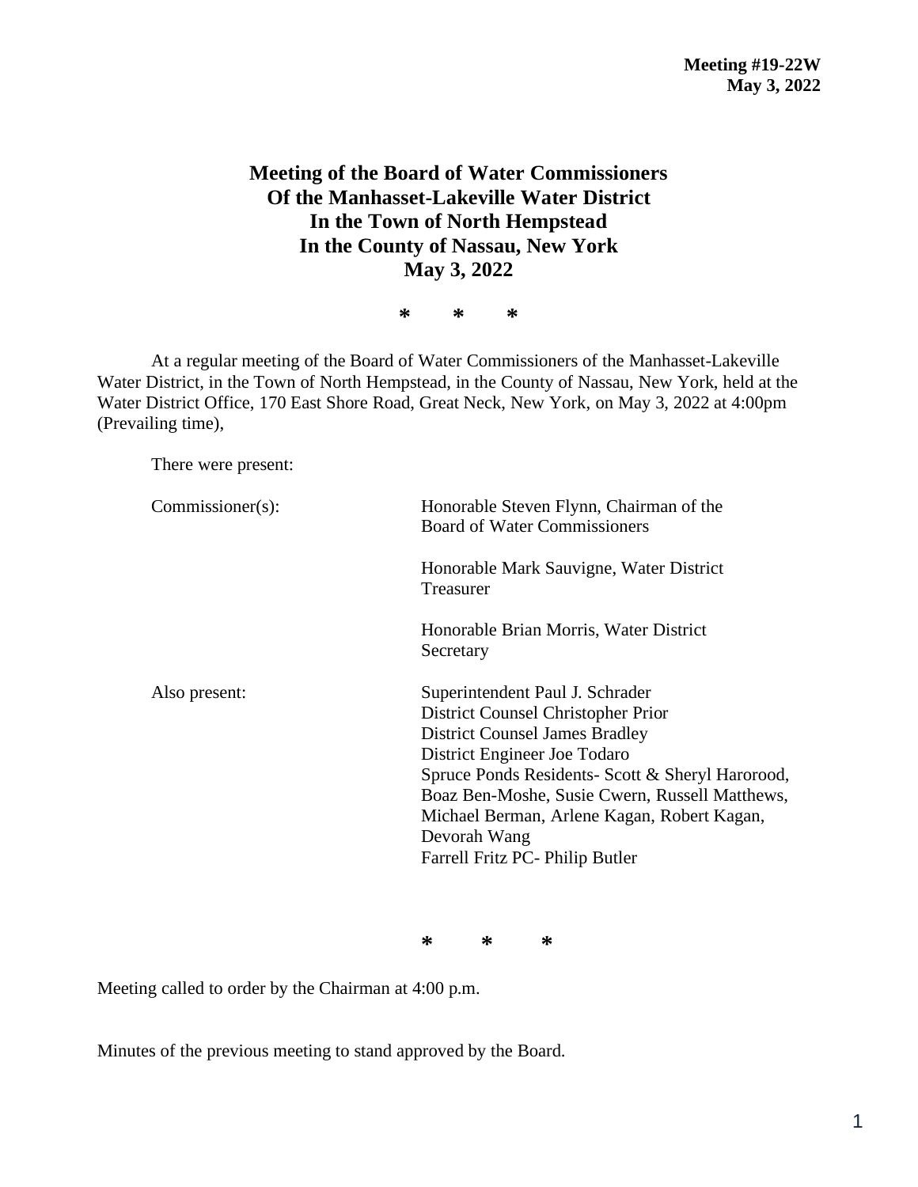**Meeting #19-22W**
**May 3, 2022**

# Meeting of the Board of Water Commissioners Of the Manhasset-Lakeville Water District In the Town of North Hempstead In the County of Nassau, New York May 3, 2022

\* \* \*

At a regular meeting of the Board of Water Commissioners of the Manhasset-Lakeville Water District, in the Town of North Hempstead, in the County of Nassau, New York, held at the Water District Office, 170 East Shore Road, Great Neck, New York, on May 3, 2022 at 4:00pm (Prevailing time),

There were present:

Commissioner(s):

Honorable Steven Flynn, Chairman of the Board of Water Commissioners

Honorable Mark Sauvigne, Water District Treasurer

Honorable Brian Morris, Water District Secretary

Also present:

Superintendent Paul J. Schrader
District Counsel Christopher Prior
District Counsel James Bradley
District Engineer Joe Todaro
Spruce Ponds Residents- Scott & Sheryl Harorood, Boaz Ben-Moshe, Susie Cwern, Russell Matthews, Michael Berman, Arlene Kagan, Robert Kagan, Devorah Wang
Farrell Fritz PC- Philip Butler

\* \* \*

Meeting called to order by the Chairman at 4:00 p.m.

Minutes of the previous meeting to stand approved by the Board.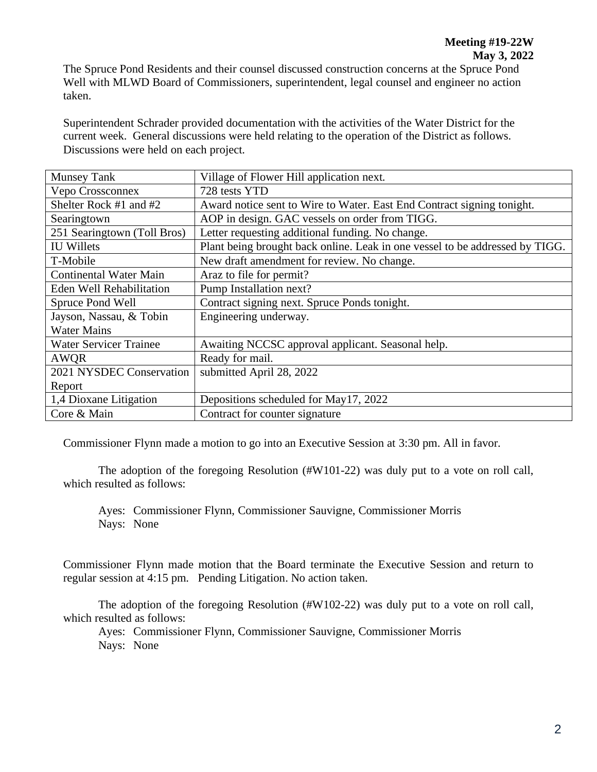**Meeting #19-22W**
**May 3, 2022**

The Spruce Pond Residents and their counsel discussed construction concerns at the Spruce Pond Well with MLWD Board of Commissioners, superintendent, legal counsel and engineer no action taken.

Superintendent Schrader provided documentation with the activities of the Water District for the current week. General discussions were held relating to the operation of the District as follows. Discussions were held on each project.

| | |
|---|---|
| Munsey Tank | Village of Flower Hill application next. |
| Vepo Crossconnex | 728 tests YTD |
| Shelter Rock #1 and #2 | Award notice sent to Wire to Water. East End Contract signing tonight. |
| Searingtown | AOP in design. GAC vessels on order from TIGG. |
| 251 Searingtown (Toll Bros) | Letter requesting additional funding. No change. |
| IU Willets | Plant being brought back online. Leak in one vessel to be addressed by TIGG. |
| T-Mobile | New draft amendment for review. No change. |
| Continental Water Main | Araz to file for permit? |
| Eden Well Rehabilitation | Pump Installation next? |
| Spruce Pond Well | Contract signing next. Spruce Ponds tonight. |
| Jayson, Nassau, & Tobin Water Mains | Engineering underway. |
| Water Servicer Trainee | Awaiting NCCSC approval applicant. Seasonal help. |
| AWQR | Ready for mail. |
| 2021 NYSDEC Conservation Report | submitted April 28, 2022 |
| 1,4 Dioxane Litigation | Depositions scheduled for May17, 2022 |
| Core & Main | Contract for counter signature |

Commissioner Flynn made a motion to go into an Executive Session at 3:30 pm. All in favor.

The adoption of the foregoing Resolution (#W101-22) was duly put to a vote on roll call, which resulted as follows:

Ayes: Commissioner Flynn, Commissioner Sauvigne, Commissioner Morris
Nays: None

Commissioner Flynn made motion that the Board terminate the Executive Session and return to regular session at 4:15 pm. Pending Litigation. No action taken.

The adoption of the foregoing Resolution (#W102-22) was duly put to a vote on roll call, which resulted as follows:

Ayes: Commissioner Flynn, Commissioner Sauvigne, Commissioner Morris
Nays: None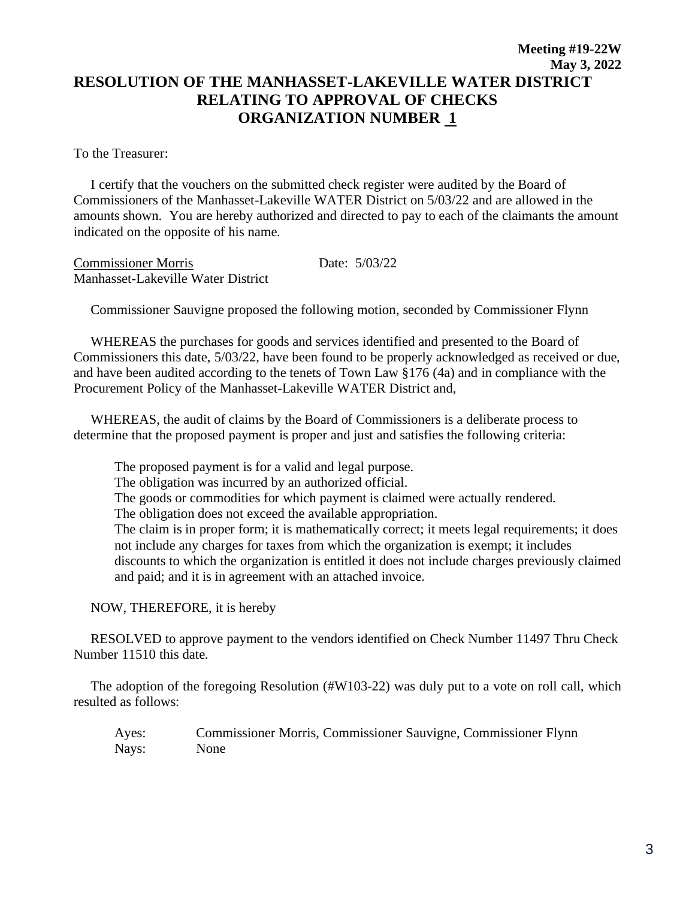**Meeting #19-22W**
**May 3, 2022**

# RESOLUTION OF THE MANHASSET-LAKEVILLE WATER DISTRICT RELATING TO APPROVAL OF CHECKS ORGANIZATION NUMBER 1

To the Treasurer:

I certify that the vouchers on the submitted check register were audited by the Board of Commissioners of the Manhasset-Lakeville WATER District on 5/03/22 and are allowed in the amounts shown. You are hereby authorized and directed to pay to each of the claimants the amount indicated on the opposite of his name.

Commissioner Morris　　　　　　Date: 5/03/22
Manhasset-Lakeville Water District

Commissioner Sauvigne proposed the following motion, seconded by Commissioner Flynn

WHEREAS the purchases for goods and services identified and presented to the Board of Commissioners this date, 5/03/22, have been found to be properly acknowledged as received or due, and have been audited according to the tenets of Town Law §176 (4a) and in compliance with the Procurement Policy of the Manhasset-Lakeville WATER District and,

WHEREAS, the audit of claims by the Board of Commissioners is a deliberate process to determine that the proposed payment is proper and just and satisfies the following criteria:

The proposed payment is for a valid and legal purpose.
The obligation was incurred by an authorized official.
The goods or commodities for which payment is claimed were actually rendered.
The obligation does not exceed the available appropriation.
The claim is in proper form; it is mathematically correct; it meets legal requirements; it does not include any charges for taxes from which the organization is exempt; it includes discounts to which the organization is entitled it does not include charges previously claimed and paid; and it is in agreement with an attached invoice.

NOW, THEREFORE, it is hereby

RESOLVED to approve payment to the vendors identified on Check Number 11497 Thru Check Number 11510 this date.

The adoption of the foregoing Resolution (#W103-22) was duly put to a vote on roll call, which resulted as follows:

Ayes: Commissioner Morris, Commissioner Sauvigne, Commissioner Flynn
Nays: None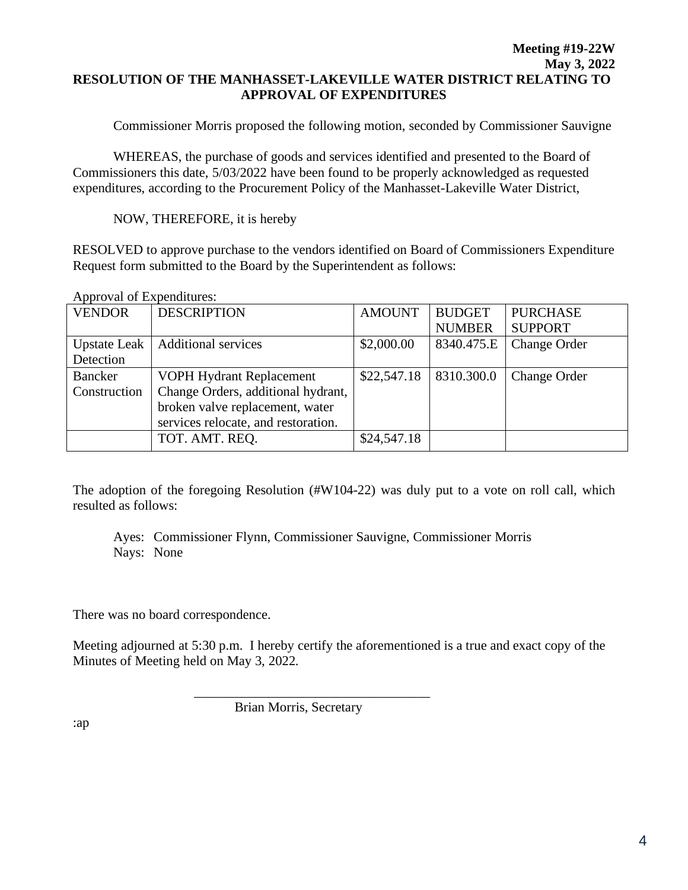**Meeting #19-22W**
**May 3, 2022**

## RESOLUTION OF THE MANHASSET-LAKEVILLE WATER DISTRICT RELATING TO APPROVAL OF EXPENDITURES

Commissioner Morris proposed the following motion, seconded by Commissioner Sauvigne

WHEREAS, the purchase of goods and services identified and presented to the Board of Commissioners this date, 5/03/2022 have been found to be properly acknowledged as requested expenditures, according to the Procurement Policy of the Manhasset-Lakeville Water District,

NOW, THEREFORE, it is hereby

RESOLVED to approve purchase to the vendors identified on Board of Commissioners Expenditure Request form submitted to the Board by the Superintendent as follows:

Approval of Expenditures:

| VENDOR | DESCRIPTION | AMOUNT | BUDGET NUMBER | PURCHASE SUPPORT |
|---|---|---|---|---|
| Upstate Leak Detection | Additional services | $2,000.00 | 8340.475.E | Change Order |
| Bancker Construction | VOPH Hydrant Replacement Change Orders, additional hydrant, broken valve replacement, water services relocate, and restoration. | $22,547.18 | 8310.300.0 | Change Order |
| | TOT. AMT. REQ. | $24,547.18 | | |

The adoption of the foregoing Resolution (#W104-22) was duly put to a vote on roll call, which resulted as follows:

Ayes: Commissioner Flynn, Commissioner Sauvigne, Commissioner Morris
Nays: None

There was no board correspondence.

Meeting adjourned at 5:30 p.m. I hereby certify the aforementioned is a true and exact copy of the Minutes of Meeting held on May 3, 2022.

\_\_\_\_\_\_\_\_\_\_\_\_\_\_\_\_\_\_\_\_\_\_\_\_\_\_\_\_\_\_\_\_\_\_\_\_

Brian Morris, Secretary

:ap